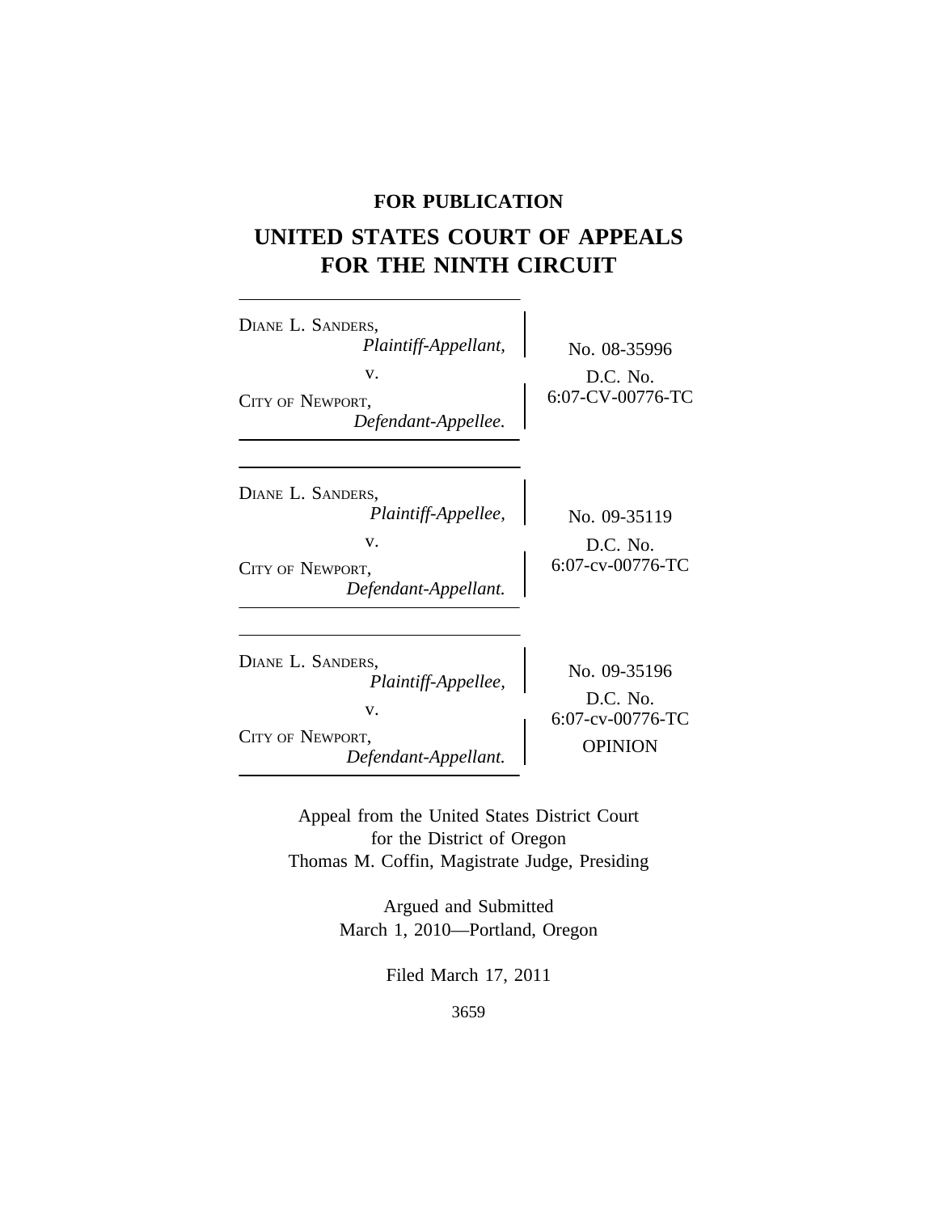**FOR PUBLICATION**

# UNITED STATES COURT OF APPEALS FOR THE NINTH CIRCUIT

DIANE L. SANDERS,
*Plaintiff-Appellant,*
v.
CITY OF NEWPORT,
*Defendant-Appellee.*

No. 08-35996
D.C. No.
6:07-CV-00776-TC

DIANE L. SANDERS,
*Plaintiff-Appellee,*
v.
CITY OF NEWPORT,
*Defendant-Appellant.*

No. 09-35119
D.C. No.
6:07-cv-00776-TC

DIANE L. SANDERS,
*Plaintiff-Appellee,*
v.
CITY OF NEWPORT,
*Defendant-Appellant.*

No. 09-35196
D.C. No.
6:07-cv-00776-TC
OPINION

Appeal from the United States District Court
for the District of Oregon
Thomas M. Coffin, Magistrate Judge, Presiding

Argued and Submitted
March 1, 2010—Portland, Oregon

Filed March 17, 2011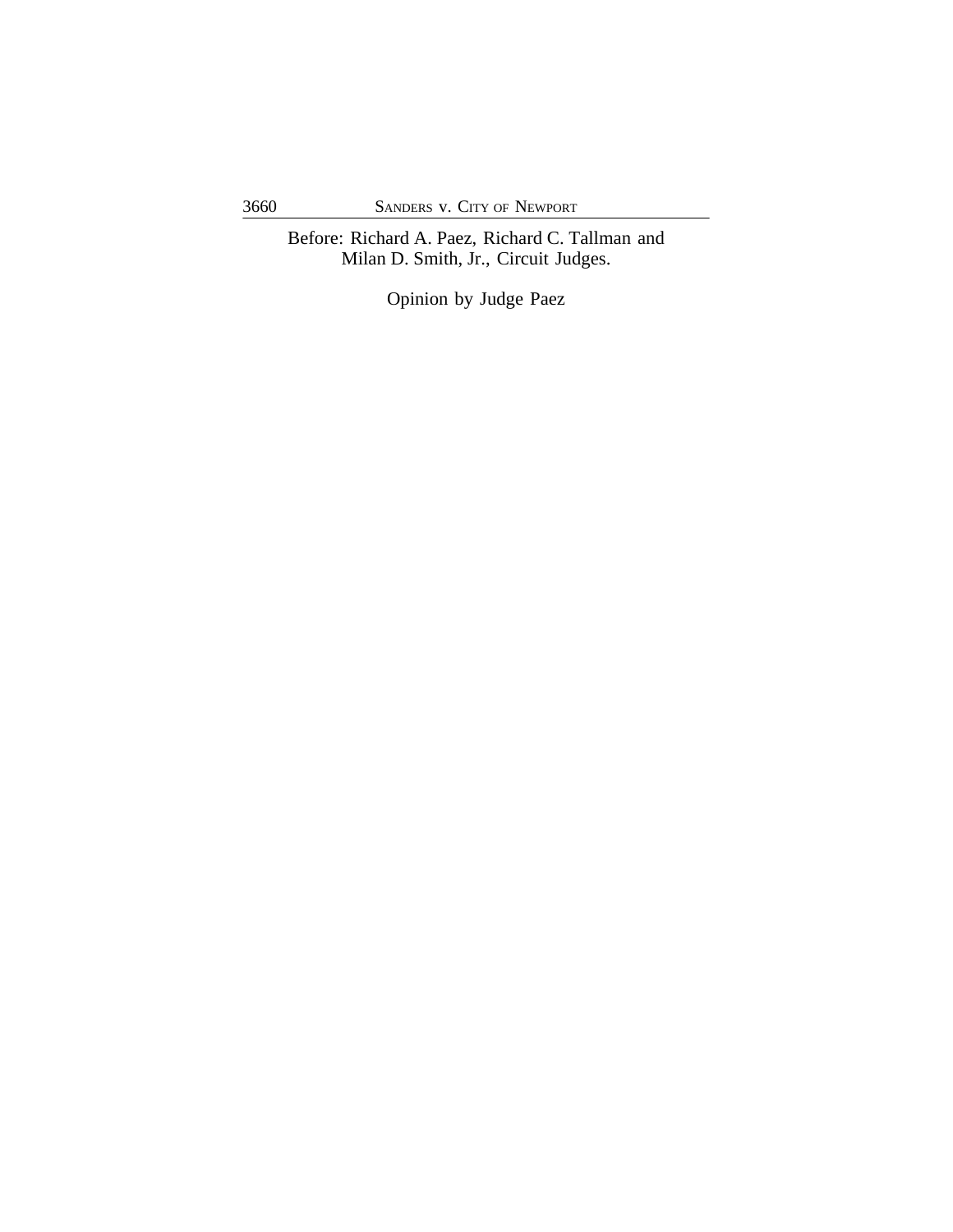Before: Richard A. Paez, Richard C. Tallman and Milan D. Smith, Jr., Circuit Judges.

Opinion by Judge Paez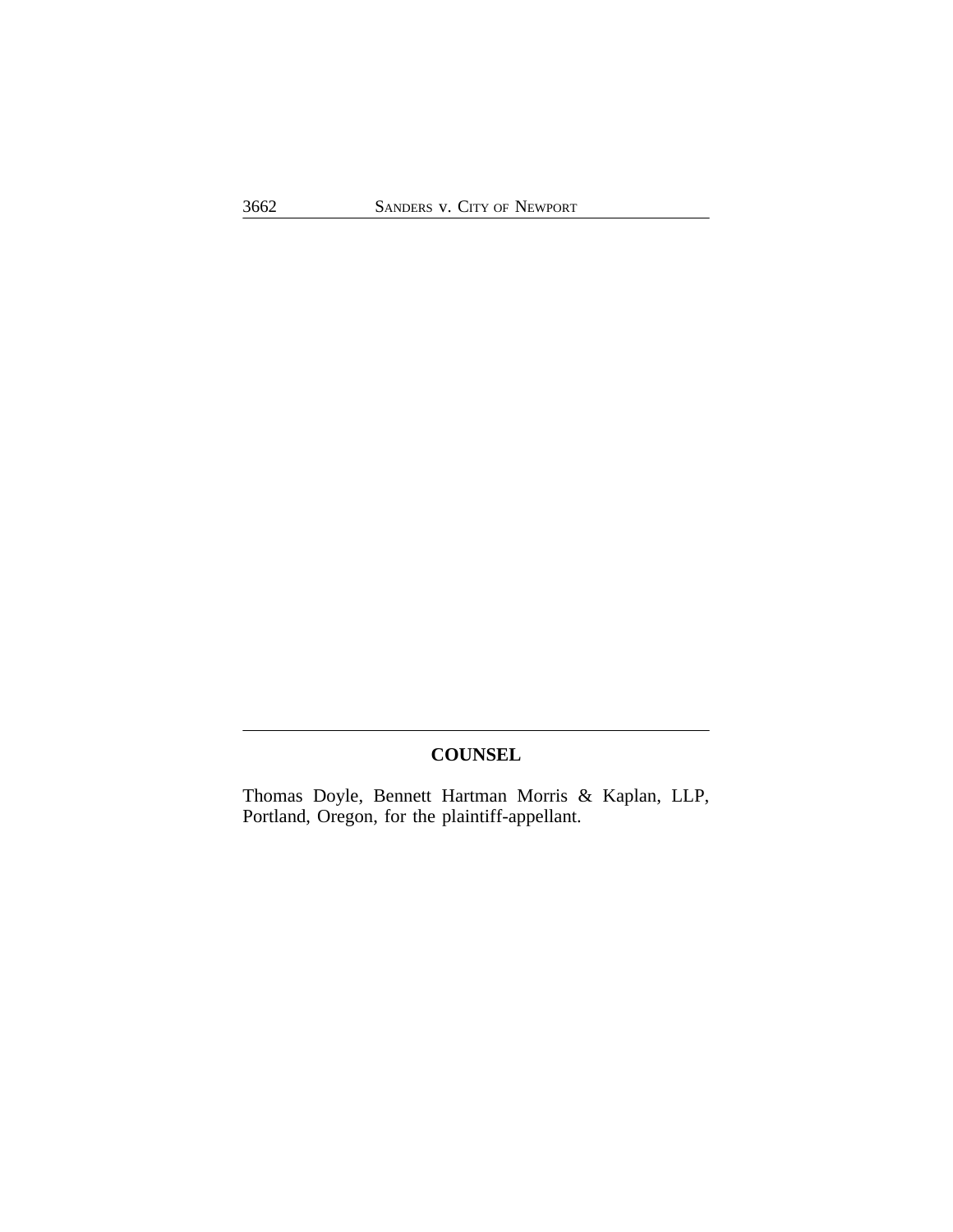## COUNSEL

Thomas Doyle, Bennett Hartman Morris & Kaplan, LLP, Portland, Oregon, for the plaintiff-appellant.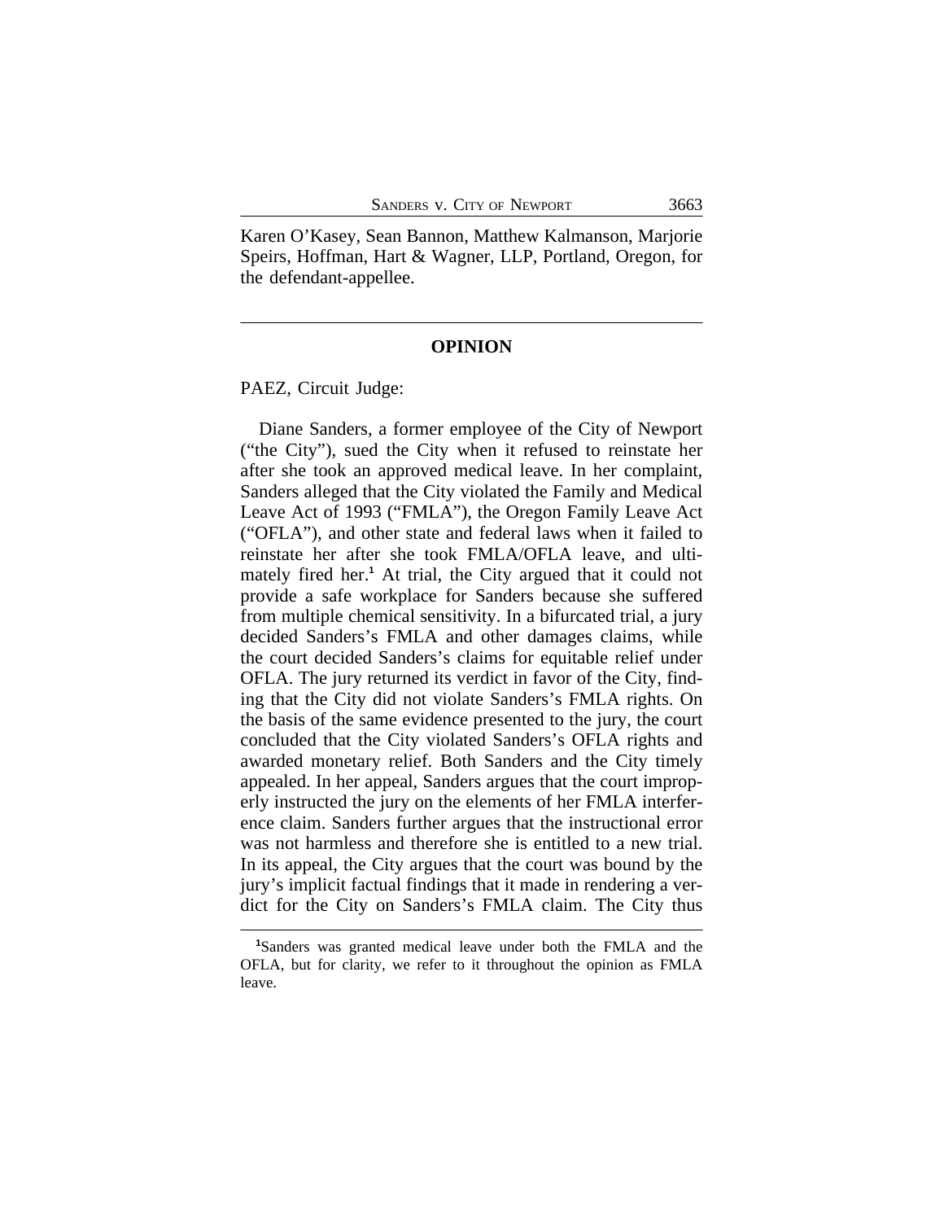Karen O'Kasey, Sean Bannon, Matthew Kalmanson, Marjorie Speirs, Hoffman, Hart & Wagner, LLP, Portland, Oregon, for the defendant-appellee.

---

## OPINION

PAEZ, Circuit Judge:

Diane Sanders, a former employee of the City of Newport ("the City"), sued the City when it refused to reinstate her after she took an approved medical leave. In her complaint, Sanders alleged that the City violated the Family and Medical Leave Act of 1993 ("FMLA"), the Oregon Family Leave Act ("OFLA"), and other state and federal laws when it failed to reinstate her after she took FMLA/OFLA leave, and ultimately fired her.[1] At trial, the City argued that it could not provide a safe workplace for Sanders because she suffered from multiple chemical sensitivity. In a bifurcated trial, a jury decided Sanders's FMLA and other damages claims, while the court decided Sanders's claims for equitable relief under OFLA. The jury returned its verdict in favor of the City, finding that the City did not violate Sanders's FMLA rights. On the basis of the same evidence presented to the jury, the court concluded that the City violated Sanders's OFLA rights and awarded monetary relief. Both Sanders and the City timely appealed. In her appeal, Sanders argues that the court improperly instructed the jury on the elements of her FMLA interference claim. Sanders further argues that the instructional error was not harmless and therefore she is entitled to a new trial. In its appeal, the City argues that the court was bound by the jury's implicit factual findings that it made in rendering a verdict for the City on Sanders's FMLA claim. The City thus

---

[1] Sanders was granted medical leave under both the FMLA and the OFLA, but for clarity, we refer to it throughout the opinion as FMLA leave.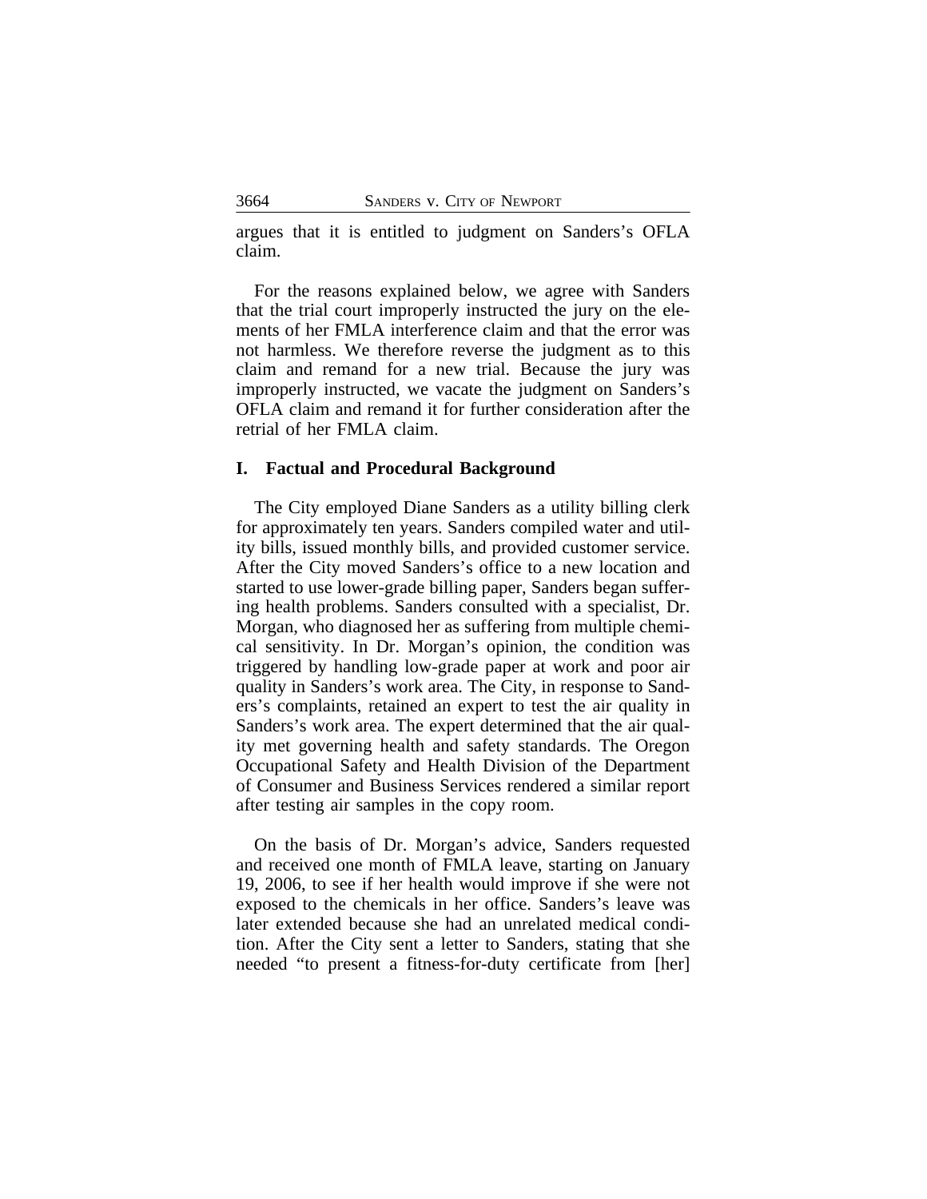argues that it is entitled to judgment on Sanders's OFLA claim.

For the reasons explained below, we agree with Sanders that the trial court improperly instructed the jury on the elements of her FMLA interference claim and that the error was not harmless. We therefore reverse the judgment as to this claim and remand for a new trial. Because the jury was improperly instructed, we vacate the judgment on Sanders's OFLA claim and remand it for further consideration after the retrial of her FMLA claim.

## I. Factual and Procedural Background

The City employed Diane Sanders as a utility billing clerk for approximately ten years. Sanders compiled water and utility bills, issued monthly bills, and provided customer service. After the City moved Sanders's office to a new location and started to use lower-grade billing paper, Sanders began suffering health problems. Sanders consulted with a specialist, Dr. Morgan, who diagnosed her as suffering from multiple chemical sensitivity. In Dr. Morgan's opinion, the condition was triggered by handling low-grade paper at work and poor air quality in Sanders's work area. The City, in response to Sanders's complaints, retained an expert to test the air quality in Sanders's work area. The expert determined that the air quality met governing health and safety standards. The Oregon Occupational Safety and Health Division of the Department of Consumer and Business Services rendered a similar report after testing air samples in the copy room.

On the basis of Dr. Morgan's advice, Sanders requested and received one month of FMLA leave, starting on January 19, 2006, to see if her health would improve if she were not exposed to the chemicals in her office. Sanders's leave was later extended because she had an unrelated medical condition. After the City sent a letter to Sanders, stating that she needed "to present a fitness-for-duty certificate from [her]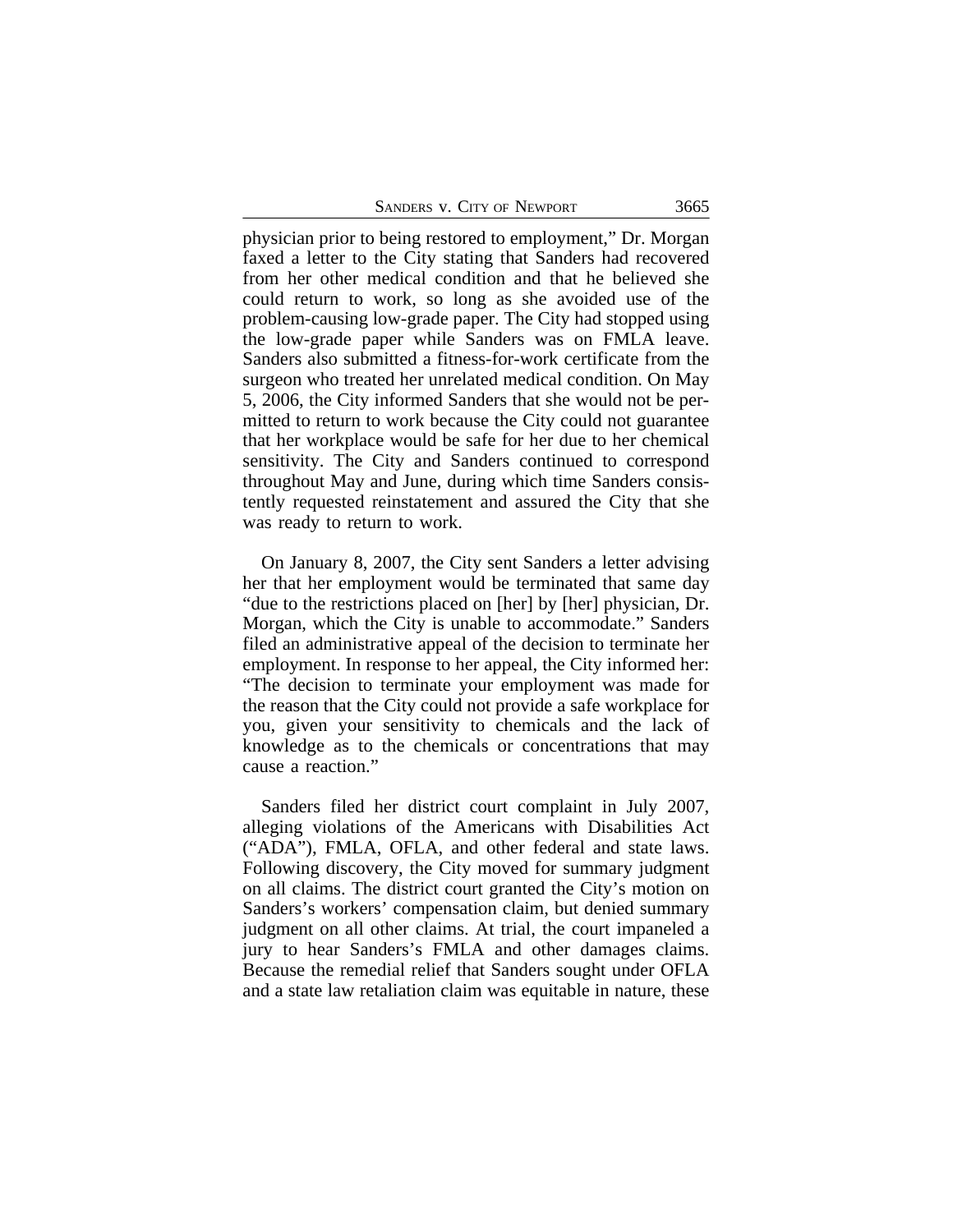physician prior to being restored to employment," Dr. Morgan faxed a letter to the City stating that Sanders had recovered from her other medical condition and that he believed she could return to work, so long as she avoided use of the problem-causing low-grade paper. The City had stopped using the low-grade paper while Sanders was on FMLA leave. Sanders also submitted a fitness-for-work certificate from the surgeon who treated her unrelated medical condition. On May 5, 2006, the City informed Sanders that she would not be permitted to return to work because the City could not guarantee that her workplace would be safe for her due to her chemical sensitivity. The City and Sanders continued to correspond throughout May and June, during which time Sanders consistently requested reinstatement and assured the City that she was ready to return to work.

On January 8, 2007, the City sent Sanders a letter advising her that her employment would be terminated that same day "due to the restrictions placed on [her] by [her] physician, Dr. Morgan, which the City is unable to accommodate." Sanders filed an administrative appeal of the decision to terminate her employment. In response to her appeal, the City informed her: "The decision to terminate your employment was made for the reason that the City could not provide a safe workplace for you, given your sensitivity to chemicals and the lack of knowledge as to the chemicals or concentrations that may cause a reaction."

Sanders filed her district court complaint in July 2007, alleging violations of the Americans with Disabilities Act ("ADA"), FMLA, OFLA, and other federal and state laws. Following discovery, the City moved for summary judgment on all claims. The district court granted the City's motion on Sanders's workers' compensation claim, but denied summary judgment on all other claims. At trial, the court impaneled a jury to hear Sanders's FMLA and other damages claims. Because the remedial relief that Sanders sought under OFLA and a state law retaliation claim was equitable in nature, these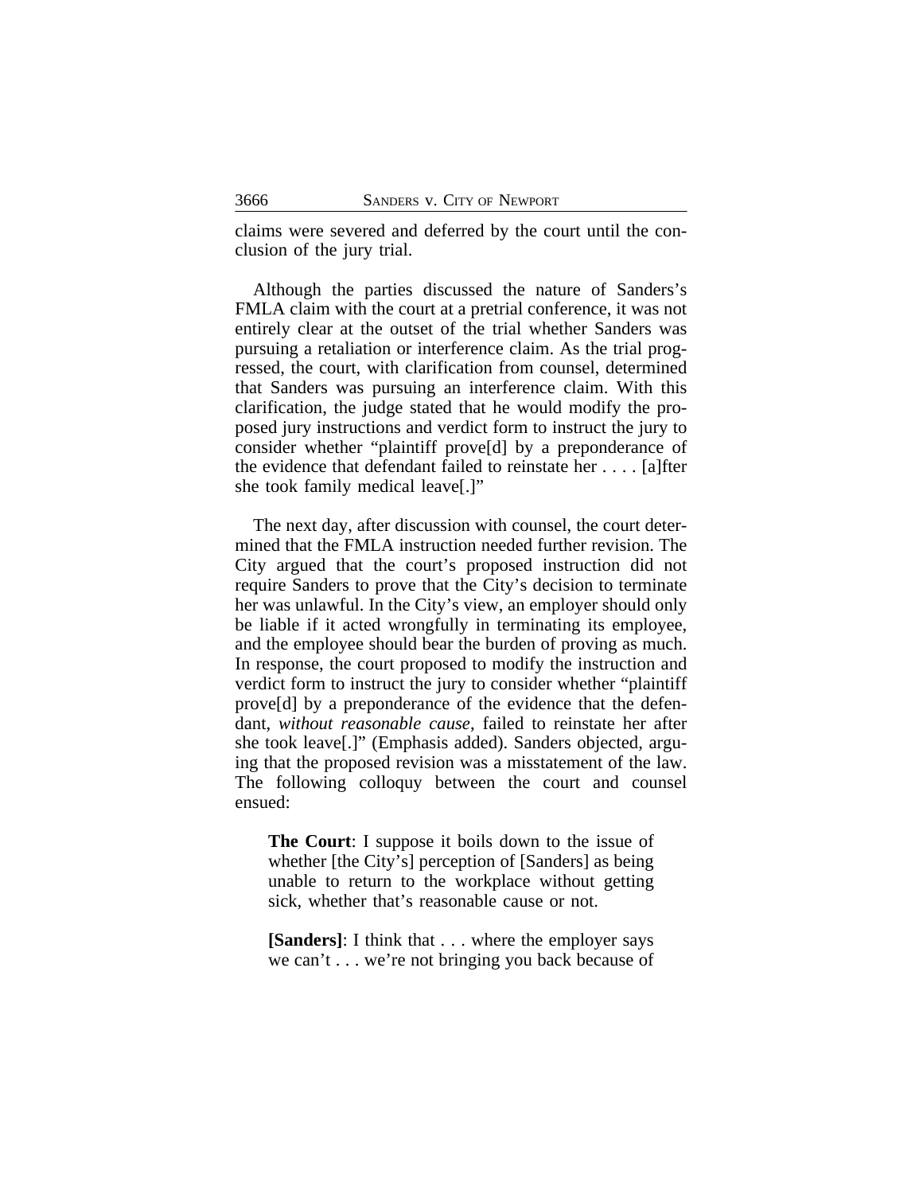claims were severed and deferred by the court until the conclusion of the jury trial.

Although the parties discussed the nature of Sanders's FMLA claim with the court at a pretrial conference, it was not entirely clear at the outset of the trial whether Sanders was pursuing a retaliation or interference claim. As the trial progressed, the court, with clarification from counsel, determined that Sanders was pursuing an interference claim. With this clarification, the judge stated that he would modify the proposed jury instructions and verdict form to instruct the jury to consider whether "plaintiff prove[d] by a preponderance of the evidence that defendant failed to reinstate her . . . . [a]fter she took family medical leave[.]"

The next day, after discussion with counsel, the court determined that the FMLA instruction needed further revision. The City argued that the court's proposed instruction did not require Sanders to prove that the City's decision to terminate her was unlawful. In the City's view, an employer should only be liable if it acted wrongfully in terminating its employee, and the employee should bear the burden of proving as much. In response, the court proposed to modify the instruction and verdict form to instruct the jury to consider whether "plaintiff prove[d] by a preponderance of the evidence that the defendant, *without reasonable cause*, failed to reinstate her after she took leave[.]" (Emphasis added). Sanders objected, arguing that the proposed revision was a misstatement of the law. The following colloquy between the court and counsel ensued:

> **The Court**: I suppose it boils down to the issue of whether [the City's] perception of [Sanders] as being unable to return to the workplace without getting sick, whether that's reasonable cause or not.
>
> **[Sanders]**: I think that . . . where the employer says we can't . . . we're not bringing you back because of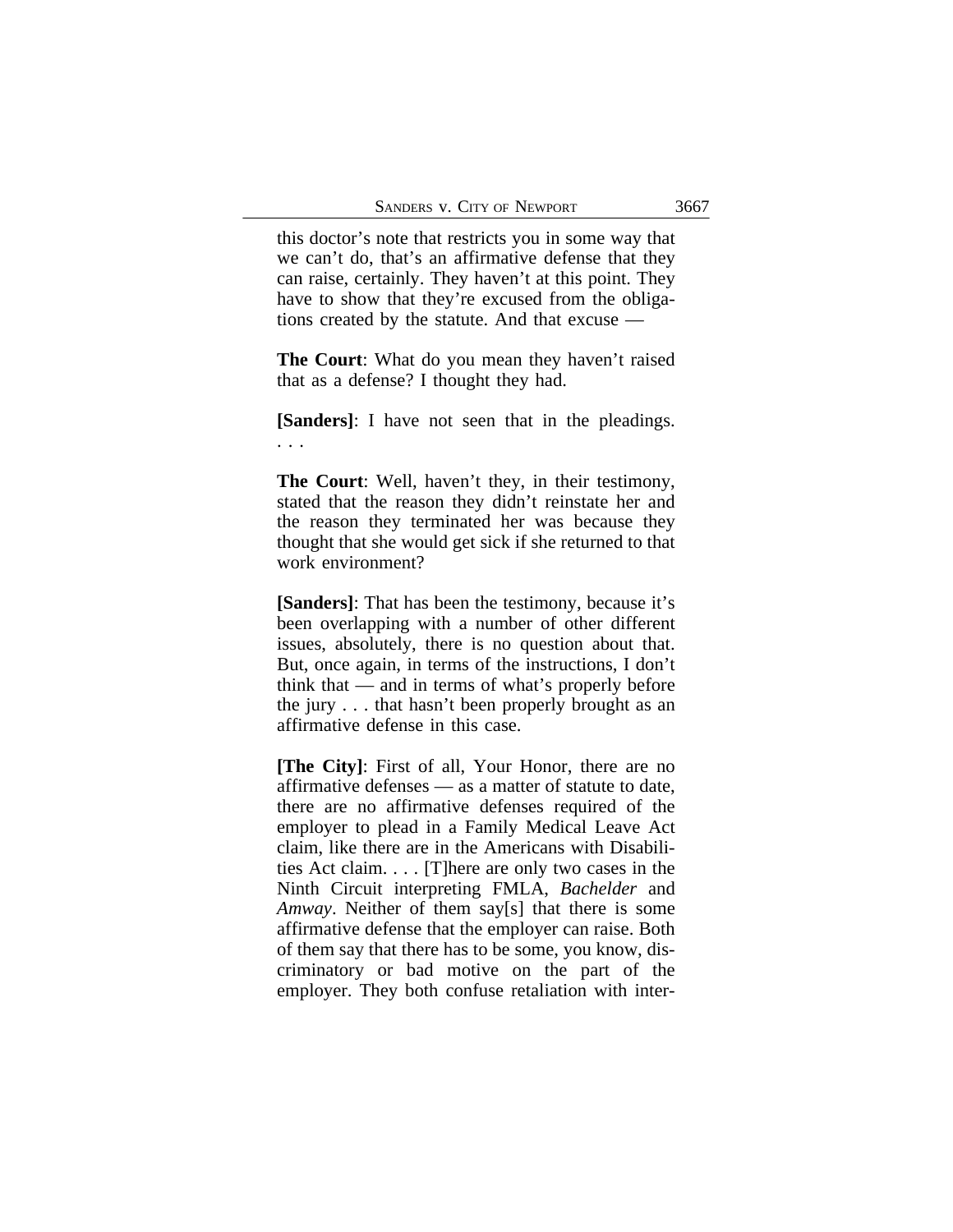this doctor's note that restricts you in some way that we can't do, that's an affirmative defense that they can raise, certainly. They haven't at this point. They have to show that they're excused from the obligations created by the statute. And that excuse —

**The Court**: What do you mean they haven't raised that as a defense? I thought they had.

**[Sanders]**: I have not seen that in the pleadings. . . .

**The Court**: Well, haven't they, in their testimony, stated that the reason they didn't reinstate her and the reason they terminated her was because they thought that she would get sick if she returned to that work environment?

**[Sanders]**: That has been the testimony, because it's been overlapping with a number of other different issues, absolutely, there is no question about that. But, once again, in terms of the instructions, I don't think that — and in terms of what's properly before the jury . . . that hasn't been properly brought as an affirmative defense in this case.

**[The City]**: First of all, Your Honor, there are no affirmative defenses — as a matter of statute to date, there are no affirmative defenses required of the employer to plead in a Family Medical Leave Act claim, like there are in the Americans with Disabilities Act claim. . . . [T]here are only two cases in the Ninth Circuit interpreting FMLA, *Bachelder* and *Amway*. Neither of them say[s] that there is some affirmative defense that the employer can raise. Both of them say that there has to be some, you know, discriminatory or bad motive on the part of the employer. They both confuse retaliation with inter-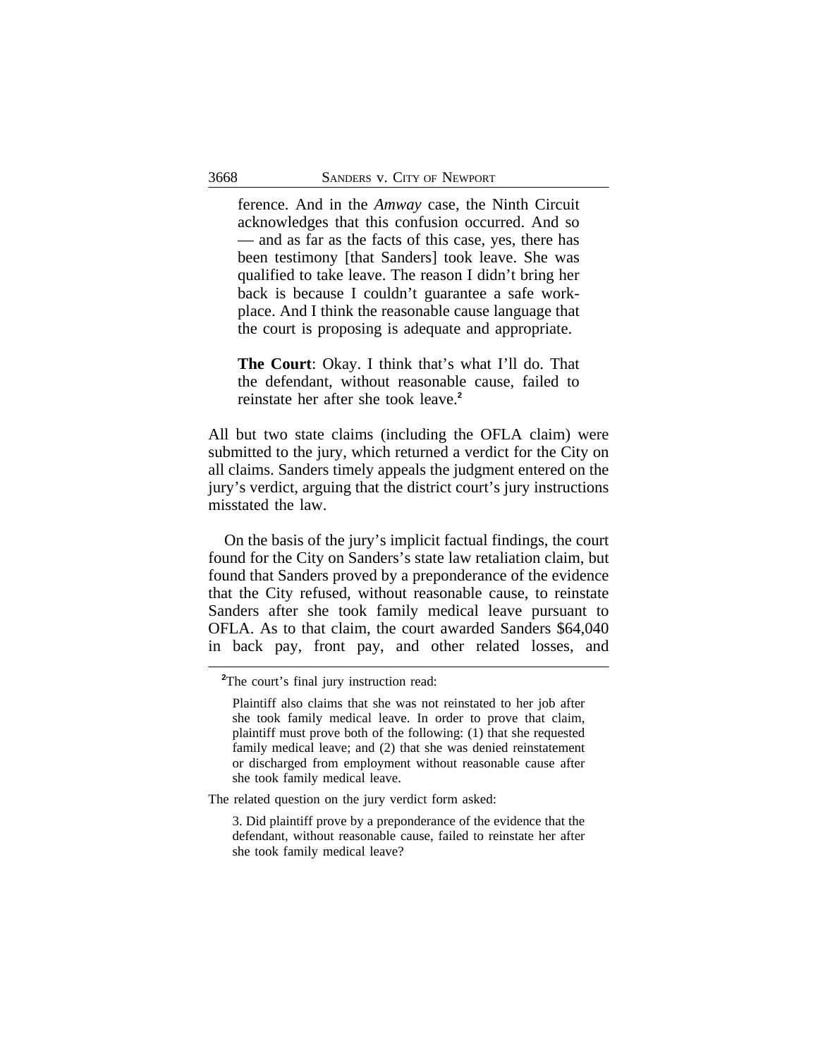> ference. And in the *Amway* case, the Ninth Circuit acknowledges that this confusion occurred. And so — and as far as the facts of this case, yes, there has been testimony [that Sanders] took leave. She was qualified to take leave. The reason I didn't bring her back is because I couldn't guarantee a safe workplace. And I think the reasonable cause language that the court is proposing is adequate and appropriate.
>
> **The Court**: Okay. I think that's what I'll do. That the defendant, without reasonable cause, failed to reinstate her after she took leave.[2]

All but two state claims (including the OFLA claim) were submitted to the jury, which returned a verdict for the City on all claims. Sanders timely appeals the judgment entered on the jury's verdict, arguing that the district court's jury instructions misstated the law.

On the basis of the jury's implicit factual findings, the court found for the City on Sanders's state law retaliation claim, but found that Sanders proved by a preponderance of the evidence that the City refused, without reasonable cause, to reinstate Sanders after she took family medical leave pursuant to OFLA. As to that claim, the court awarded Sanders $64,040 in back pay, front pay, and other related losses, and

---

[2]The court's final jury instruction read:

> Plaintiff also claims that she was not reinstated to her job after she took family medical leave. In order to prove that claim, plaintiff must prove both of the following: (1) that she requested family medical leave; and (2) that she was denied reinstatement or discharged from employment without reasonable cause after she took family medical leave.

The related question on the jury verdict form asked:

> 3. Did plaintiff prove by a preponderance of the evidence that the defendant, without reasonable cause, failed to reinstate her after she took family medical leave?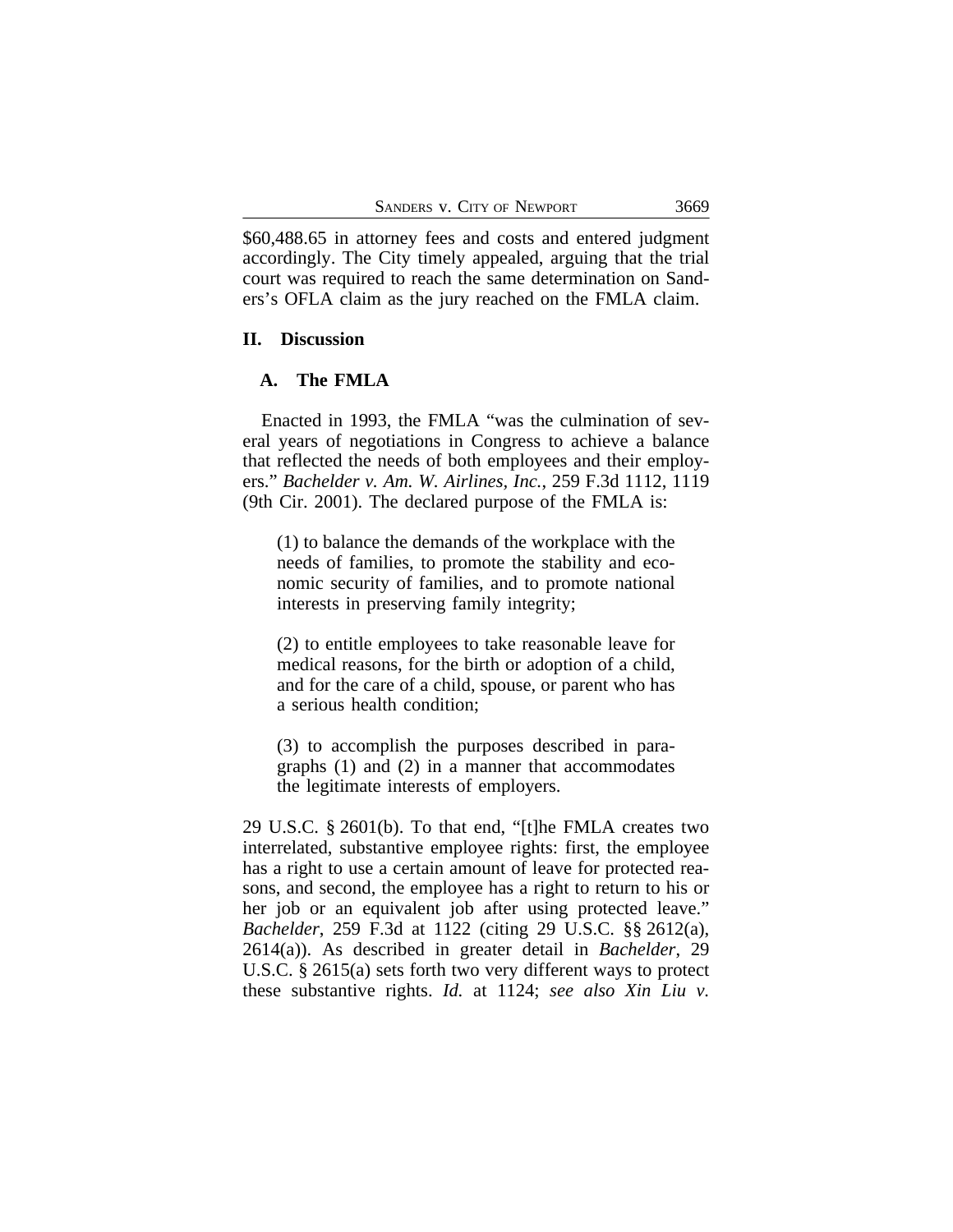$60,488.65 in attorney fees and costs and entered judgment accordingly. The City timely appealed, arguing that the trial court was required to reach the same determination on Sanders's OFLA claim as the jury reached on the FMLA claim.

## II. Discussion

### A. The FMLA

Enacted in 1993, the FMLA "was the culmination of several years of negotiations in Congress to achieve a balance that reflected the needs of both employees and their employers." *Bachelder v. Am. W. Airlines, Inc.*, 259 F.3d 1112, 1119 (9th Cir. 2001). The declared purpose of the FMLA is:

> (1) to balance the demands of the workplace with the needs of families, to promote the stability and economic security of families, and to promote national interests in preserving family integrity;
>
> (2) to entitle employees to take reasonable leave for medical reasons, for the birth or adoption of a child, and for the care of a child, spouse, or parent who has a serious health condition;
>
> (3) to accomplish the purposes described in paragraphs (1) and (2) in a manner that accommodates the legitimate interests of employers.

29 U.S.C. § 2601(b). To that end, "[t]he FMLA creates two interrelated, substantive employee rights: first, the employee has a right to use a certain amount of leave for protected reasons, and second, the employee has a right to return to his or her job or an equivalent job after using protected leave." *Bachelder*, 259 F.3d at 1122 (citing 29 U.S.C. §§ 2612(a), 2614(a)). As described in greater detail in *Bachelder*, 29 U.S.C. § 2615(a) sets forth two very different ways to protect these substantive rights. *Id.* at 1124; *see also Xin Liu v.*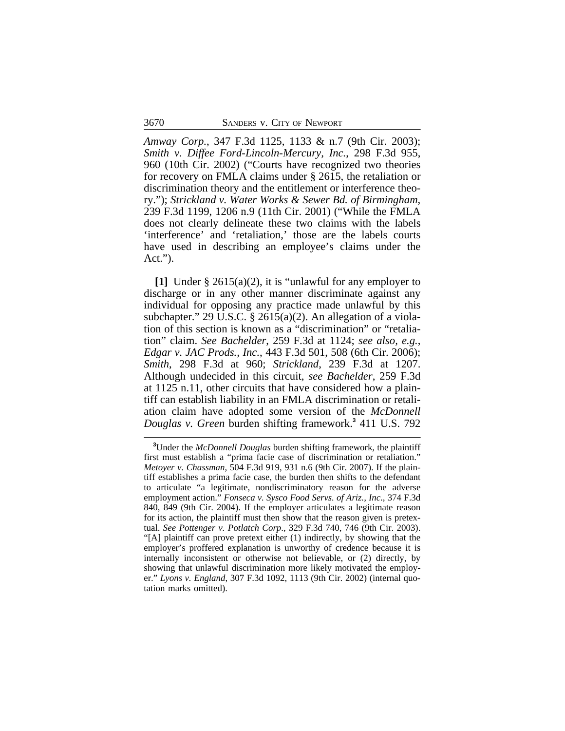*Amway Corp.*, 347 F.3d 1125, 1133 & n.7 (9th Cir. 2003); *Smith v. Diffee Ford-Lincoln-Mercury, Inc.*, 298 F.3d 955, 960 (10th Cir. 2002) ("Courts have recognized two theories for recovery on FMLA claims under § 2615, the retaliation or discrimination theory and the entitlement or interference theory."); *Strickland v. Water Works & Sewer Bd. of Birmingham*, 239 F.3d 1199, 1206 n.9 (11th Cir. 2001) ("While the FMLA does not clearly delineate these two claims with the labels 'interference' and 'retaliation,' those are the labels courts have used in describing an employee's claims under the Act.").

**[1]** Under § 2615(a)(2), it is "unlawful for any employer to discharge or in any other manner discriminate against any individual for opposing any practice made unlawful by this subchapter." 29 U.S.C. § 2615(a)(2). An allegation of a violation of this section is known as a "discrimination" or "retaliation" claim. *See Bachelder*, 259 F.3d at 1124; *see also, e.g.*, *Edgar v. JAC Prods., Inc.*, 443 F.3d 501, 508 (6th Cir. 2006); *Smith*, 298 F.3d at 960; *Strickland*, 239 F.3d at 1207. Although undecided in this circuit, *see Bachelder*, 259 F.3d at 1125 n.11, other circuits that have considered how a plaintiff can establish liability in an FMLA discrimination or retaliation claim have adopted some version of the *McDonnell Douglas v. Green* burden shifting framework.[3] 411 U.S. 792

[3]Under the *McDonnell Douglas* burden shifting framework, the plaintiff first must establish a "prima facie case of discrimination or retaliation." *Metoyer v. Chassman*, 504 F.3d 919, 931 n.6 (9th Cir. 2007). If the plaintiff establishes a prima facie case, the burden then shifts to the defendant to articulate "a legitimate, nondiscriminatory reason for the adverse employment action." *Fonseca v. Sysco Food Servs. of Ariz., Inc.*, 374 F.3d 840, 849 (9th Cir. 2004). If the employer articulates a legitimate reason for its action, the plaintiff must then show that the reason given is pretextual. *See Pottenger v. Potlatch Corp.*, 329 F.3d 740, 746 (9th Cir. 2003). "[A] plaintiff can prove pretext either (1) indirectly, by showing that the employer's proffered explanation is unworthy of credence because it is internally inconsistent or otherwise not believable, or (2) directly, by showing that unlawful discrimination more likely motivated the employer." *Lyons v. England*, 307 F.3d 1092, 1113 (9th Cir. 2002) (internal quotation marks omitted).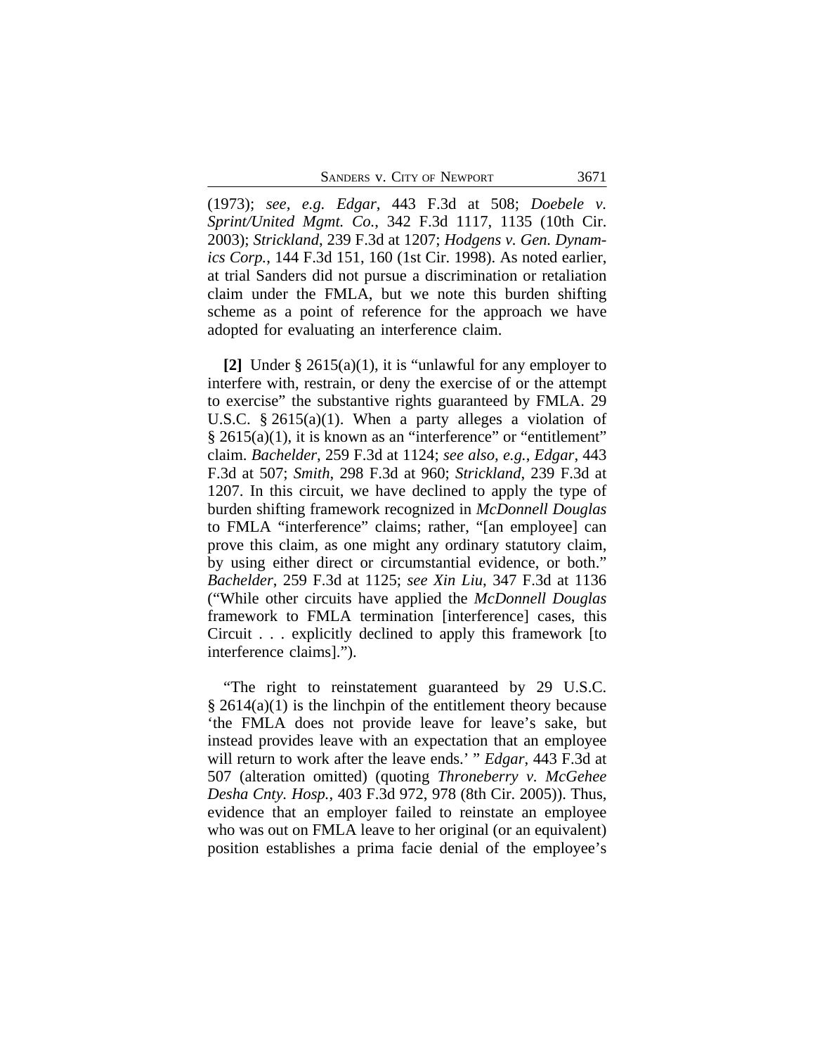(1973); *see, e.g. Edgar*, 443 F.3d at 508; *Doebele v. Sprint/United Mgmt. Co.*, 342 F.3d 1117, 1135 (10th Cir. 2003); *Strickland*, 239 F.3d at 1207; *Hodgens v. Gen. Dynamics Corp.*, 144 F.3d 151, 160 (1st Cir. 1998). As noted earlier, at trial Sanders did not pursue a discrimination or retaliation claim under the FMLA, but we note this burden shifting scheme as a point of reference for the approach we have adopted for evaluating an interference claim.

**[2]** Under § 2615(a)(1), it is "unlawful for any employer to interfere with, restrain, or deny the exercise of or the attempt to exercise" the substantive rights guaranteed by FMLA. 29 U.S.C. § 2615(a)(1). When a party alleges a violation of § 2615(a)(1), it is known as an "interference" or "entitlement" claim. *Bachelder*, 259 F.3d at 1124; *see also, e.g.*, *Edgar*, 443 F.3d at 507; *Smith*, 298 F.3d at 960; *Strickland*, 239 F.3d at 1207. In this circuit, we have declined to apply the type of burden shifting framework recognized in *McDonnell Douglas* to FMLA "interference" claims; rather, "[an employee] can prove this claim, as one might any ordinary statutory claim, by using either direct or circumstantial evidence, or both." *Bachelder*, 259 F.3d at 1125; *see Xin Liu*, 347 F.3d at 1136 ("While other circuits have applied the *McDonnell Douglas* framework to FMLA termination [interference] cases, this Circuit . . . explicitly declined to apply this framework [to interference claims].").

"The right to reinstatement guaranteed by 29 U.S.C. § 2614(a)(1) is the linchpin of the entitlement theory because 'the FMLA does not provide leave for leave's sake, but instead provides leave with an expectation that an employee will return to work after the leave ends.' " *Edgar*, 443 F.3d at 507 (alteration omitted) (quoting *Throneberry v. McGehee Desha Cnty. Hosp.*, 403 F.3d 972, 978 (8th Cir. 2005)). Thus, evidence that an employer failed to reinstate an employee who was out on FMLA leave to her original (or an equivalent) position establishes a prima facie denial of the employee's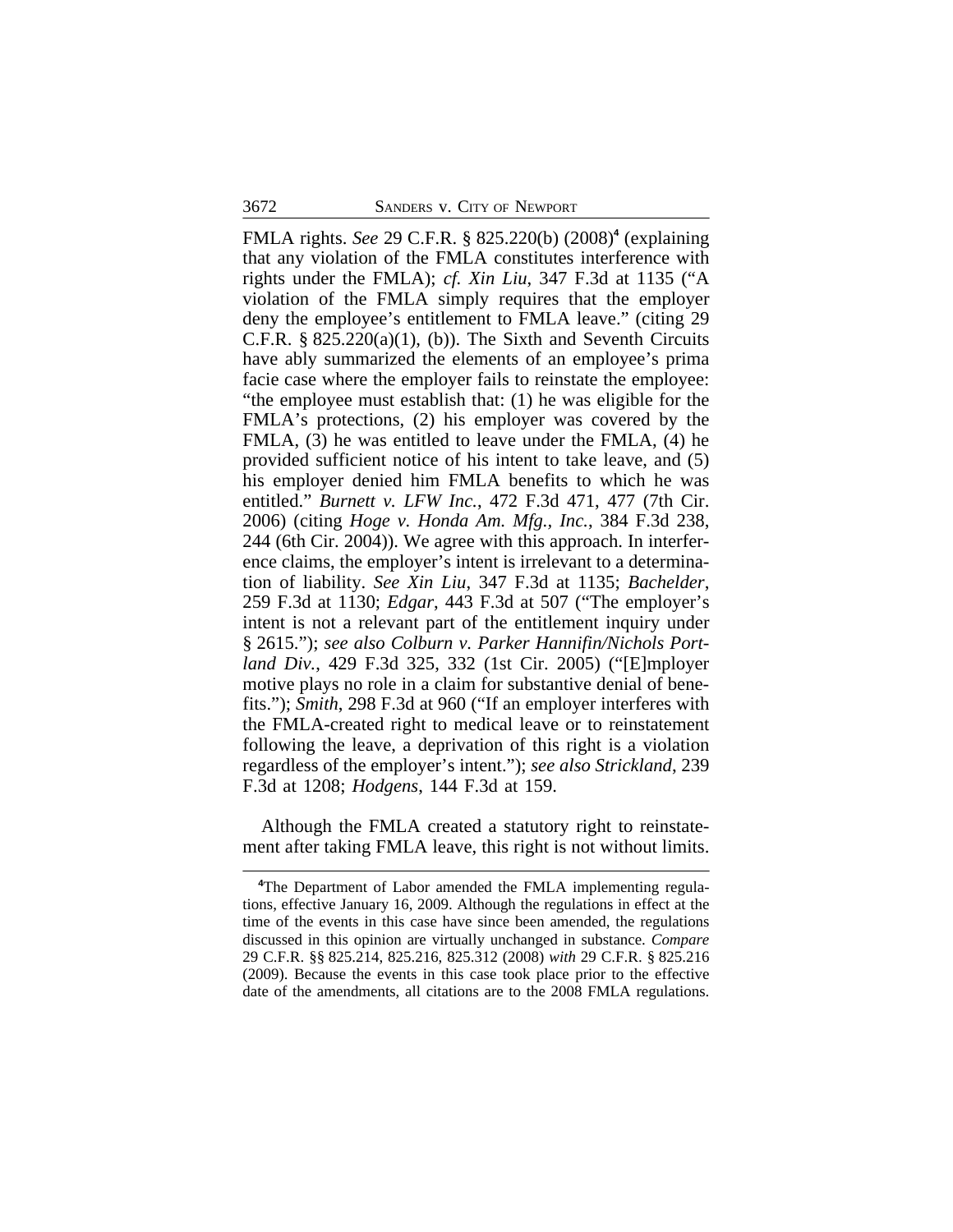FMLA rights. *See* 29 C.F.R. § 825.220(b) (2008)[4] (explaining that any violation of the FMLA constitutes interference with rights under the FMLA); *cf. Xin Liu*, 347 F.3d at 1135 ("A violation of the FMLA simply requires that the employer deny the employee's entitlement to FMLA leave." (citing 29 C.F.R. § 825.220(a)(1), (b)). The Sixth and Seventh Circuits have ably summarized the elements of an employee's prima facie case where the employer fails to reinstate the employee: "the employee must establish that: (1) he was eligible for the FMLA's protections, (2) his employer was covered by the FMLA, (3) he was entitled to leave under the FMLA, (4) he provided sufficient notice of his intent to take leave, and (5) his employer denied him FMLA benefits to which he was entitled." *Burnett v. LFW Inc.*, 472 F.3d 471, 477 (7th Cir. 2006) (citing *Hoge v. Honda Am. Mfg., Inc.*, 384 F.3d 238, 244 (6th Cir. 2004)). We agree with this approach. In interference claims, the employer's intent is irrelevant to a determination of liability. *See Xin Liu*, 347 F.3d at 1135; *Bachelder*, 259 F.3d at 1130; *Edgar*, 443 F.3d at 507 ("The employer's intent is not a relevant part of the entitlement inquiry under § 2615."); *see also Colburn v. Parker Hannifin/Nichols Portland Div.*, 429 F.3d 325, 332 (1st Cir. 2005) ("[E]mployer motive plays no role in a claim for substantive denial of benefits."); *Smith*, 298 F.3d at 960 ("If an employer interferes with the FMLA-created right to medical leave or to reinstatement following the leave, a deprivation of this right is a violation regardless of the employer's intent."); *see also Strickland*, 239 F.3d at 1208; *Hodgens*, 144 F.3d at 159.

Although the FMLA created a statutory right to reinstatement after taking FMLA leave, this right is not without limits.

[4]The Department of Labor amended the FMLA implementing regulations, effective January 16, 2009. Although the regulations in effect at the time of the events in this case have since been amended, the regulations discussed in this opinion are virtually unchanged in substance. *Compare* 29 C.F.R. §§ 825.214, 825.216, 825.312 (2008) *with* 29 C.F.R. § 825.216 (2009). Because the events in this case took place prior to the effective date of the amendments, all citations are to the 2008 FMLA regulations.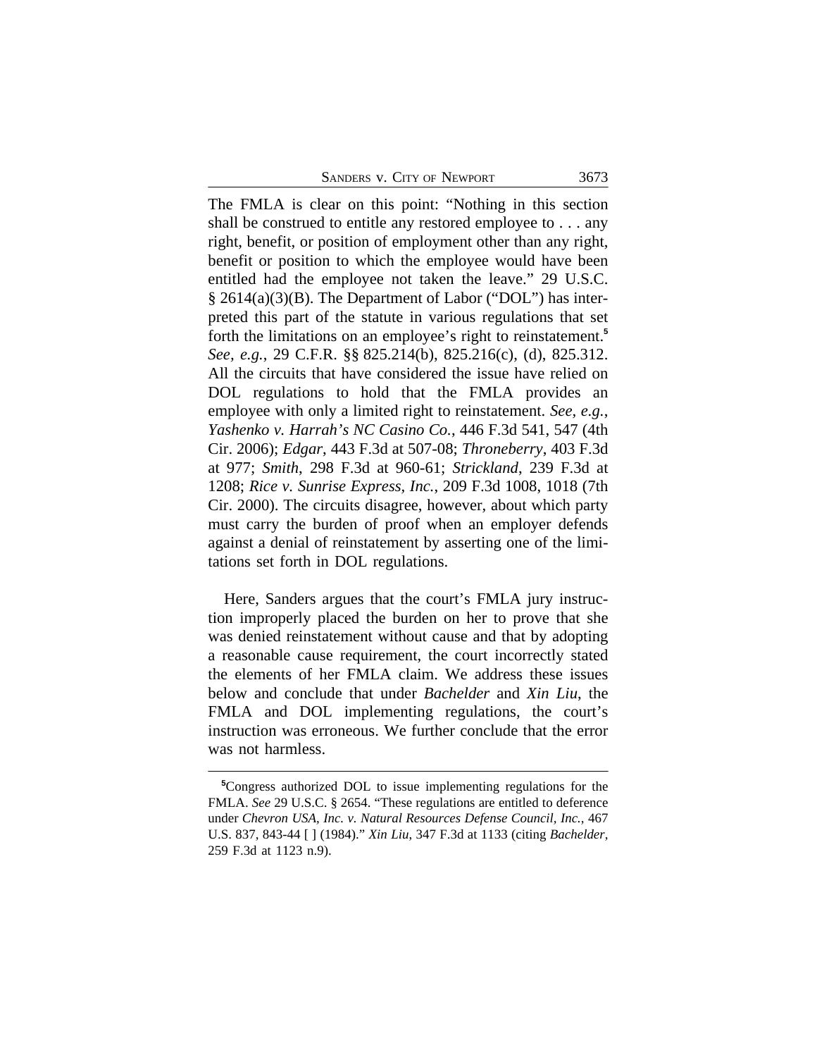The FMLA is clear on this point: "Nothing in this section shall be construed to entitle any restored employee to . . . any right, benefit, or position of employment other than any right, benefit or position to which the employee would have been entitled had the employee not taken the leave." 29 U.S.C. § 2614(a)(3)(B). The Department of Labor ("DOL") has interpreted this part of the statute in various regulations that set forth the limitations on an employee's right to reinstatement.[5] *See, e.g.*, 29 C.F.R. §§ 825.214(b), 825.216(c), (d), 825.312. All the circuits that have considered the issue have relied on DOL regulations to hold that the FMLA provides an employee with only a limited right to reinstatement. *See, e.g.*, *Yashenko v. Harrah's NC Casino Co.*, 446 F.3d 541, 547 (4th Cir. 2006); *Edgar*, 443 F.3d at 507-08; *Throneberry*, 403 F.3d at 977; *Smith*, 298 F.3d at 960-61; *Strickland*, 239 F.3d at 1208; *Rice v. Sunrise Express, Inc.*, 209 F.3d 1008, 1018 (7th Cir. 2000). The circuits disagree, however, about which party must carry the burden of proof when an employer defends against a denial of reinstatement by asserting one of the limitations set forth in DOL regulations.

Here, Sanders argues that the court's FMLA jury instruction improperly placed the burden on her to prove that she was denied reinstatement without cause and that by adopting a reasonable cause requirement, the court incorrectly stated the elements of her FMLA claim. We address these issues below and conclude that under *Bachelder* and *Xin Liu*, the FMLA and DOL implementing regulations, the court's instruction was erroneous. We further conclude that the error was not harmless.

---

[5]Congress authorized DOL to issue implementing regulations for the FMLA. *See* 29 U.S.C. § 2654. "These regulations are entitled to deference under *Chevron USA, Inc. v. Natural Resources Defense Council, Inc.*, 467 U.S. 837, 843-44 [ ] (1984)." *Xin Liu*, 347 F.3d at 1133 (citing *Bachelder*, 259 F.3d at 1123 n.9).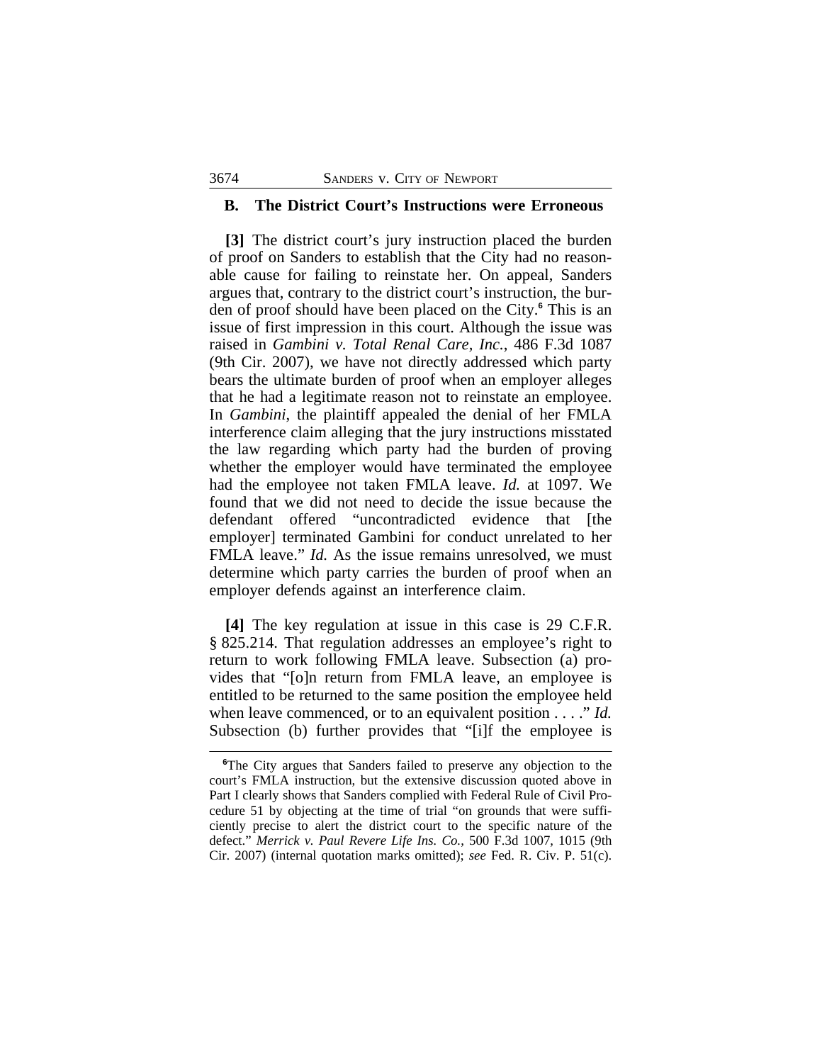### B. The District Court's Instructions were Erroneous

**[3]** The district court's jury instruction placed the burden of proof on Sanders to establish that the City had no reasonable cause for failing to reinstate her. On appeal, Sanders argues that, contrary to the district court's instruction, the burden of proof should have been placed on the City.[6] This is an issue of first impression in this court. Although the issue was raised in *Gambini v. Total Renal Care, Inc.*, 486 F.3d 1087 (9th Cir. 2007), we have not directly addressed which party bears the ultimate burden of proof when an employer alleges that he had a legitimate reason not to reinstate an employee. In *Gambini*, the plaintiff appealed the denial of her FMLA interference claim alleging that the jury instructions misstated the law regarding which party had the burden of proving whether the employer would have terminated the employee had the employee not taken FMLA leave. *Id.* at 1097. We found that we did not need to decide the issue because the defendant offered "uncontradicted evidence that [the employer] terminated Gambini for conduct unrelated to her FMLA leave." *Id.* As the issue remains unresolved, we must determine which party carries the burden of proof when an employer defends against an interference claim.

**[4]** The key regulation at issue in this case is 29 C.F.R. § 825.214. That regulation addresses an employee's right to return to work following FMLA leave. Subsection (a) provides that "[o]n return from FMLA leave, an employee is entitled to be returned to the same position the employee held when leave commenced, or to an equivalent position . . . ." *Id.* Subsection (b) further provides that "[i]f the employee is

---

[6] The City argues that Sanders failed to preserve any objection to the court's FMLA instruction, but the extensive discussion quoted above in Part I clearly shows that Sanders complied with Federal Rule of Civil Procedure 51 by objecting at the time of trial "on grounds that were sufficiently precise to alert the district court to the specific nature of the defect." *Merrick v. Paul Revere Life Ins. Co.*, 500 F.3d 1007, 1015 (9th Cir. 2007) (internal quotation marks omitted); *see* Fed. R. Civ. P. 51(c).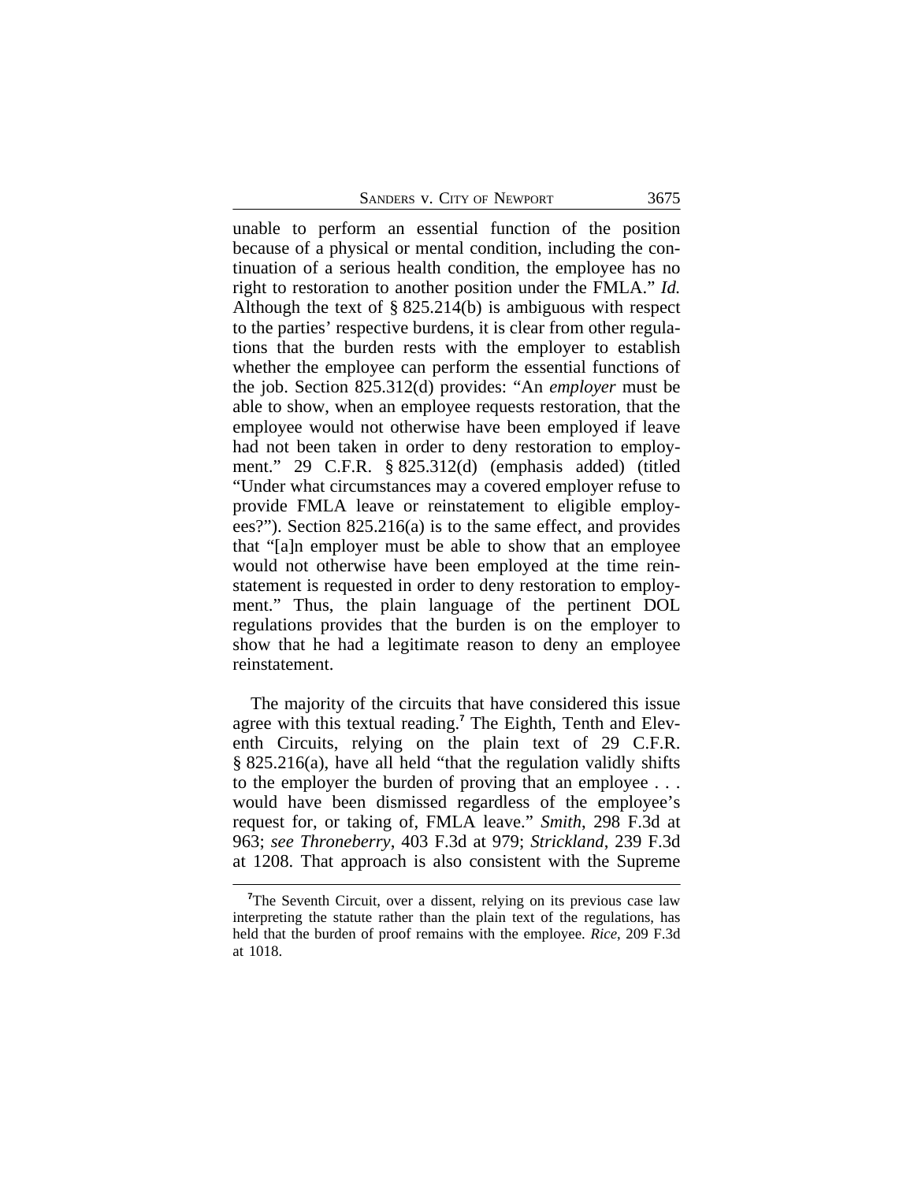unable to perform an essential function of the position because of a physical or mental condition, including the continuation of a serious health condition, the employee has no right to restoration to another position under the FMLA." *Id.* Although the text of § 825.214(b) is ambiguous with respect to the parties' respective burdens, it is clear from other regulations that the burden rests with the employer to establish whether the employee can perform the essential functions of the job. Section 825.312(d) provides: "An *employer* must be able to show, when an employee requests restoration, that the employee would not otherwise have been employed if leave had not been taken in order to deny restoration to employment." 29 C.F.R. § 825.312(d) (emphasis added) (titled "Under what circumstances may a covered employer refuse to provide FMLA leave or reinstatement to eligible employees?"). Section 825.216(a) is to the same effect, and provides that "[a]n employer must be able to show that an employee would not otherwise have been employed at the time reinstatement is requested in order to deny restoration to employment." Thus, the plain language of the pertinent DOL regulations provides that the burden is on the employer to show that he had a legitimate reason to deny an employee reinstatement.

The majority of the circuits that have considered this issue agree with this textual reading.[7] The Eighth, Tenth and Eleventh Circuits, relying on the plain text of 29 C.F.R. § 825.216(a), have all held "that the regulation validly shifts to the employer the burden of proving that an employee . . . would have been dismissed regardless of the employee's request for, or taking of, FMLA leave." *Smith*, 298 F.3d at 963; *see Throneberry*, 403 F.3d at 979; *Strickland*, 239 F.3d at 1208. That approach is also consistent with the Supreme

[7]The Seventh Circuit, over a dissent, relying on its previous case law interpreting the statute rather than the plain text of the regulations, has held that the burden of proof remains with the employee. *Rice*, 209 F.3d at 1018.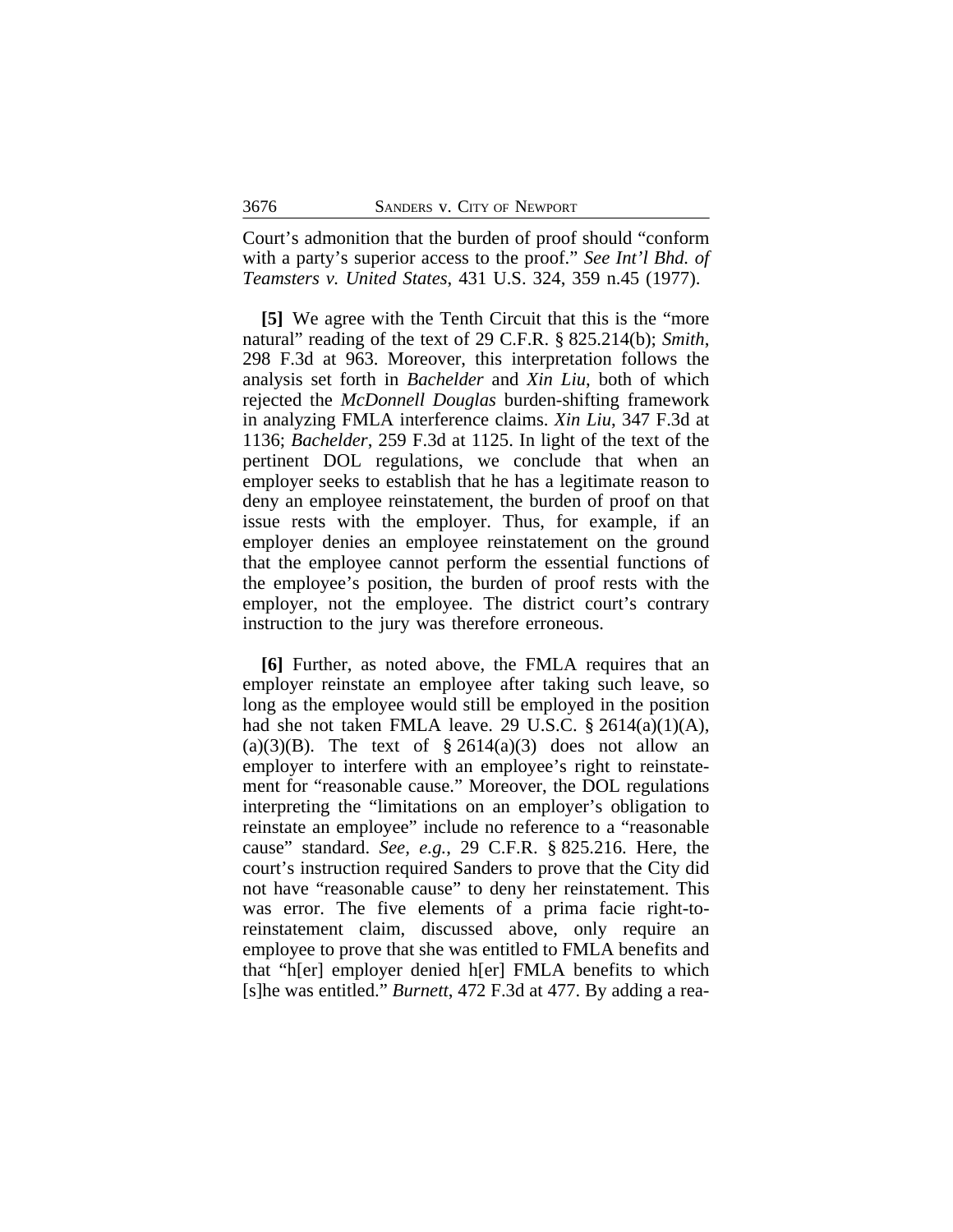Court's admonition that the burden of proof should "conform with a party's superior access to the proof." *See Int'l Bhd. of Teamsters v. United States*, 431 U.S. 324, 359 n.45 (1977).

**[5]** We agree with the Tenth Circuit that this is the "more natural" reading of the text of 29 C.F.R. § 825.214(b); *Smith*, 298 F.3d at 963. Moreover, this interpretation follows the analysis set forth in *Bachelder* and *Xin Liu*, both of which rejected the *McDonnell Douglas* burden-shifting framework in analyzing FMLA interference claims. *Xin Liu*, 347 F.3d at 1136; *Bachelder*, 259 F.3d at 1125. In light of the text of the pertinent DOL regulations, we conclude that when an employer seeks to establish that he has a legitimate reason to deny an employee reinstatement, the burden of proof on that issue rests with the employer. Thus, for example, if an employer denies an employee reinstatement on the ground that the employee cannot perform the essential functions of the employee's position, the burden of proof rests with the employer, not the employee. The district court's contrary instruction to the jury was therefore erroneous.

**[6]** Further, as noted above, the FMLA requires that an employer reinstate an employee after taking such leave, so long as the employee would still be employed in the position had she not taken FMLA leave. 29 U.S.C. § 2614(a)(1)(A), (a)(3)(B). The text of § 2614(a)(3) does not allow an employer to interfere with an employee's right to reinstatement for "reasonable cause." Moreover, the DOL regulations interpreting the "limitations on an employer's obligation to reinstate an employee" include no reference to a "reasonable cause" standard. *See, e.g.*, 29 C.F.R. § 825.216. Here, the court's instruction required Sanders to prove that the City did not have "reasonable cause" to deny her reinstatement. This was error. The five elements of a prima facie right-to-reinstatement claim, discussed above, only require an employee to prove that she was entitled to FMLA benefits and that "h[er] employer denied h[er] FMLA benefits to which [s]he was entitled." *Burnett*, 472 F.3d at 477. By adding a rea-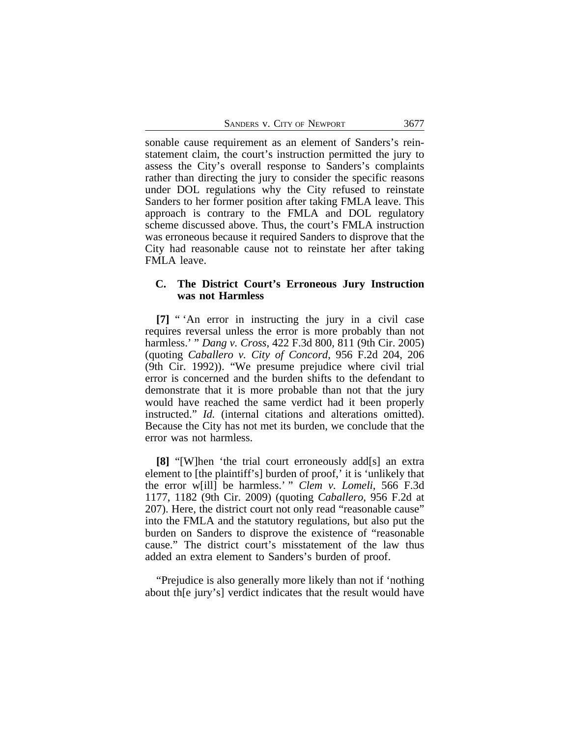sonable cause requirement as an element of Sanders's reinstatement claim, the court's instruction permitted the jury to assess the City's overall response to Sanders's complaints rather than directing the jury to consider the specific reasons under DOL regulations why the City refused to reinstate Sanders to her former position after taking FMLA leave. This approach is contrary to the FMLA and DOL regulatory scheme discussed above. Thus, the court's FMLA instruction was erroneous because it required Sanders to disprove that the City had reasonable cause not to reinstate her after taking FMLA leave.

### C. The District Court's Erroneous Jury Instruction was not Harmless

**[7]** " 'An error in instructing the jury in a civil case requires reversal unless the error is more probably than not harmless.' " *Dang v. Cross*, 422 F.3d 800, 811 (9th Cir. 2005) (quoting *Caballero v. City of Concord*, 956 F.2d 204, 206 (9th Cir. 1992)). "We presume prejudice where civil trial error is concerned and the burden shifts to the defendant to demonstrate that it is more probable than not that the jury would have reached the same verdict had it been properly instructed." *Id.* (internal citations and alterations omitted). Because the City has not met its burden, we conclude that the error was not harmless.

**[8]** "[W]hen 'the trial court erroneously add[s] an extra element to [the plaintiff's] burden of proof,' it is 'unlikely that the error w[ill] be harmless.' " *Clem v. Lomeli*, 566 F.3d 1177, 1182 (9th Cir. 2009) (quoting *Caballero*, 956 F.2d at 207). Here, the district court not only read "reasonable cause" into the FMLA and the statutory regulations, but also put the burden on Sanders to disprove the existence of "reasonable cause." The district court's misstatement of the law thus added an extra element to Sanders's burden of proof.

"Prejudice is also generally more likely than not if 'nothing about th[e jury's] verdict indicates that the result would have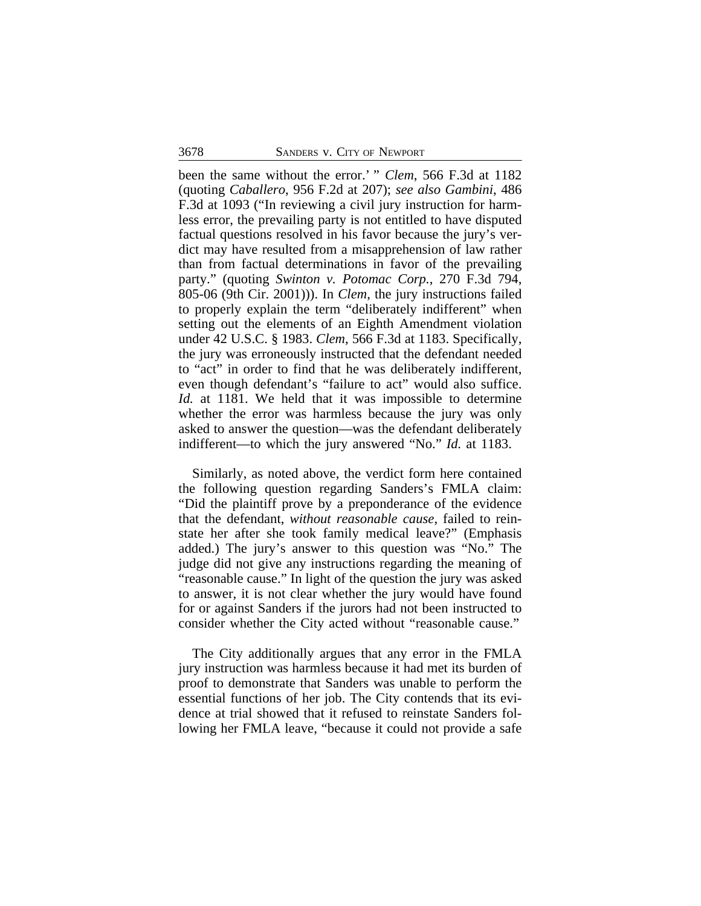been the same without the error.' " *Clem*, 566 F.3d at 1182 (quoting *Caballero*, 956 F.2d at 207); *see also Gambini*, 486 F.3d at 1093 ("In reviewing a civil jury instruction for harmless error, the prevailing party is not entitled to have disputed factual questions resolved in his favor because the jury's verdict may have resulted from a misapprehension of law rather than from factual determinations in favor of the prevailing party." (quoting *Swinton v. Potomac Corp.*, 270 F.3d 794, 805-06 (9th Cir. 2001))). In *Clem*, the jury instructions failed to properly explain the term "deliberately indifferent" when setting out the elements of an Eighth Amendment violation under 42 U.S.C. § 1983. *Clem*, 566 F.3d at 1183. Specifically, the jury was erroneously instructed that the defendant needed to "act" in order to find that he was deliberately indifferent, even though defendant's "failure to act" would also suffice. *Id.* at 1181. We held that it was impossible to determine whether the error was harmless because the jury was only asked to answer the question—was the defendant deliberately indifferent—to which the jury answered "No." *Id.* at 1183.

Similarly, as noted above, the verdict form here contained the following question regarding Sanders's FMLA claim: "Did the plaintiff prove by a preponderance of the evidence that the defendant, *without reasonable cause*, failed to reinstate her after she took family medical leave?" (Emphasis added.) The jury's answer to this question was "No." The judge did not give any instructions regarding the meaning of "reasonable cause." In light of the question the jury was asked to answer, it is not clear whether the jury would have found for or against Sanders if the jurors had not been instructed to consider whether the City acted without "reasonable cause."

The City additionally argues that any error in the FMLA jury instruction was harmless because it had met its burden of proof to demonstrate that Sanders was unable to perform the essential functions of her job. The City contends that its evidence at trial showed that it refused to reinstate Sanders following her FMLA leave, "because it could not provide a safe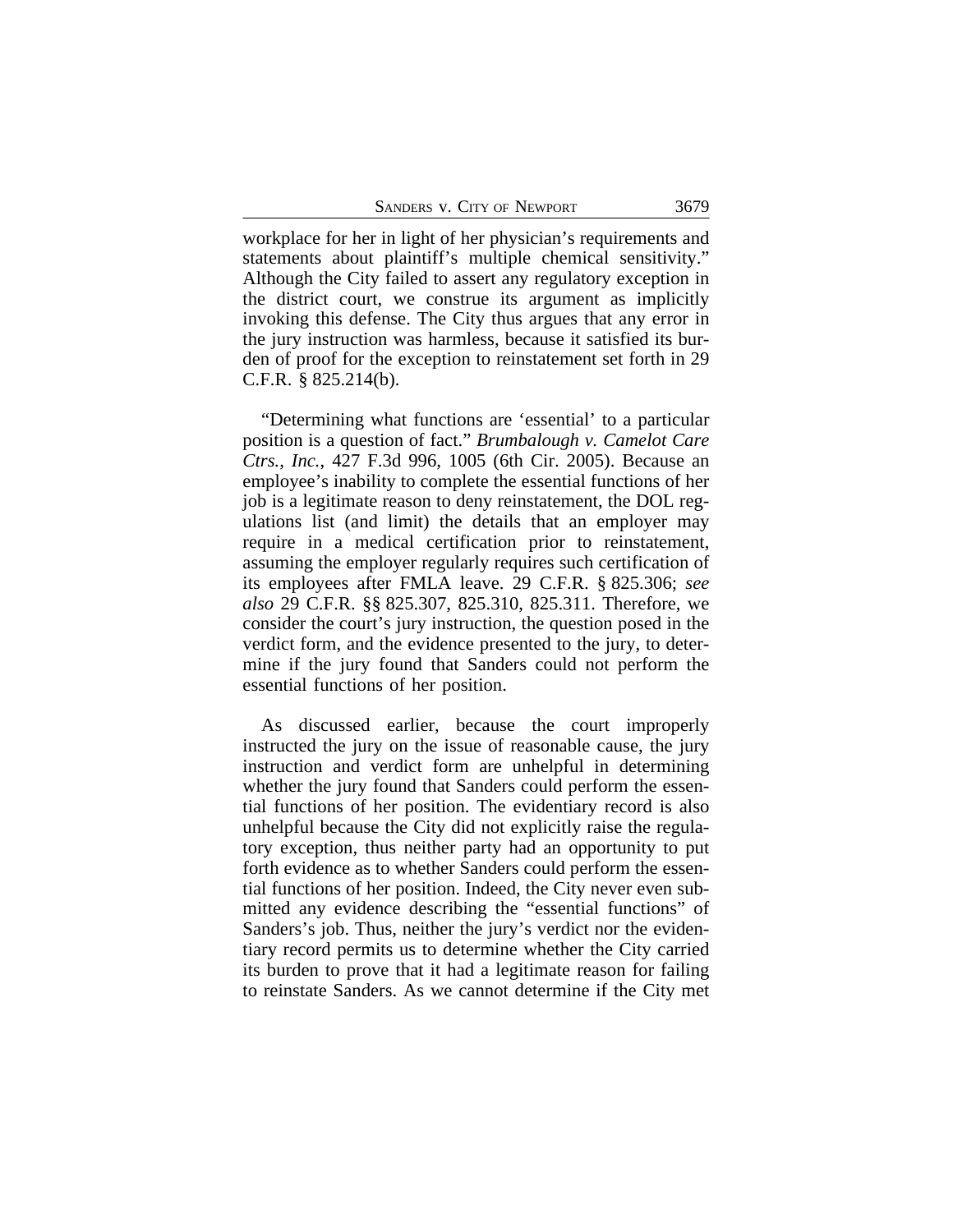workplace for her in light of her physician's requirements and statements about plaintiff's multiple chemical sensitivity." Although the City failed to assert any regulatory exception in the district court, we construe its argument as implicitly invoking this defense. The City thus argues that any error in the jury instruction was harmless, because it satisfied its burden of proof for the exception to reinstatement set forth in 29 C.F.R. § 825.214(b).

"Determining what functions are 'essential' to a particular position is a question of fact." *Brumbalough v. Camelot Care Ctrs., Inc.*, 427 F.3d 996, 1005 (6th Cir. 2005). Because an employee's inability to complete the essential functions of her job is a legitimate reason to deny reinstatement, the DOL regulations list (and limit) the details that an employer may require in a medical certification prior to reinstatement, assuming the employer regularly requires such certification of its employees after FMLA leave. 29 C.F.R. § 825.306; *see also* 29 C.F.R. §§ 825.307, 825.310, 825.311. Therefore, we consider the court's jury instruction, the question posed in the verdict form, and the evidence presented to the jury, to determine if the jury found that Sanders could not perform the essential functions of her position.

As discussed earlier, because the court improperly instructed the jury on the issue of reasonable cause, the jury instruction and verdict form are unhelpful in determining whether the jury found that Sanders could perform the essential functions of her position. The evidentiary record is also unhelpful because the City did not explicitly raise the regulatory exception, thus neither party had an opportunity to put forth evidence as to whether Sanders could perform the essential functions of her position. Indeed, the City never even submitted any evidence describing the "essential functions" of Sanders's job. Thus, neither the jury's verdict nor the evidentiary record permits us to determine whether the City carried its burden to prove that it had a legitimate reason for failing to reinstate Sanders. As we cannot determine if the City met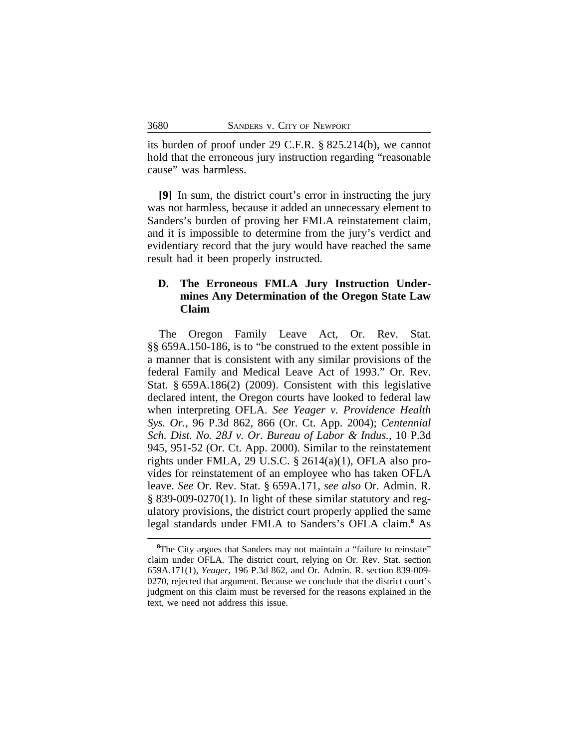its burden of proof under 29 C.F.R. § 825.214(b), we cannot hold that the erroneous jury instruction regarding "reasonable cause" was harmless.

**[9]** In sum, the district court's error in instructing the jury was not harmless, because it added an unnecessary element to Sanders's burden of proving her FMLA reinstatement claim, and it is impossible to determine from the jury's verdict and evidentiary record that the jury would have reached the same result had it been properly instructed.

### D. The Erroneous FMLA Jury Instruction Undermines Any Determination of the Oregon State Law Claim

The Oregon Family Leave Act, Or. Rev. Stat. §§ 659A.150-186, is to "be construed to the extent possible in a manner that is consistent with any similar provisions of the federal Family and Medical Leave Act of 1993." Or. Rev. Stat. § 659A.186(2) (2009). Consistent with this legislative declared intent, the Oregon courts have looked to federal law when interpreting OFLA. *See Yeager v. Providence Health Sys. Or.*, 96 P.3d 862, 866 (Or. Ct. App. 2004); *Centennial Sch. Dist. No. 28J v. Or. Bureau of Labor & Indus.*, 10 P.3d 945, 951-52 (Or. Ct. App. 2000). Similar to the reinstatement rights under FMLA, 29 U.S.C. § 2614(a)(1), OFLA also provides for reinstatement of an employee who has taken OFLA leave. *See* Or. Rev. Stat. § 659A.171, *see also* Or. Admin. R. § 839-009-0270(1). In light of these similar statutory and regulatory provisions, the district court properly applied the same legal standards under FMLA to Sanders's OFLA claim.[8] As

---

[8]The City argues that Sanders may not maintain a "failure to reinstate" claim under OFLA. The district court, relying on Or. Rev. Stat. section 659A.171(1), *Yeager*, 196 P.3d 862, and Or. Admin. R. section 839-009-0270, rejected that argument. Because we conclude that the district court's judgment on this claim must be reversed for the reasons explained in the text, we need not address this issue.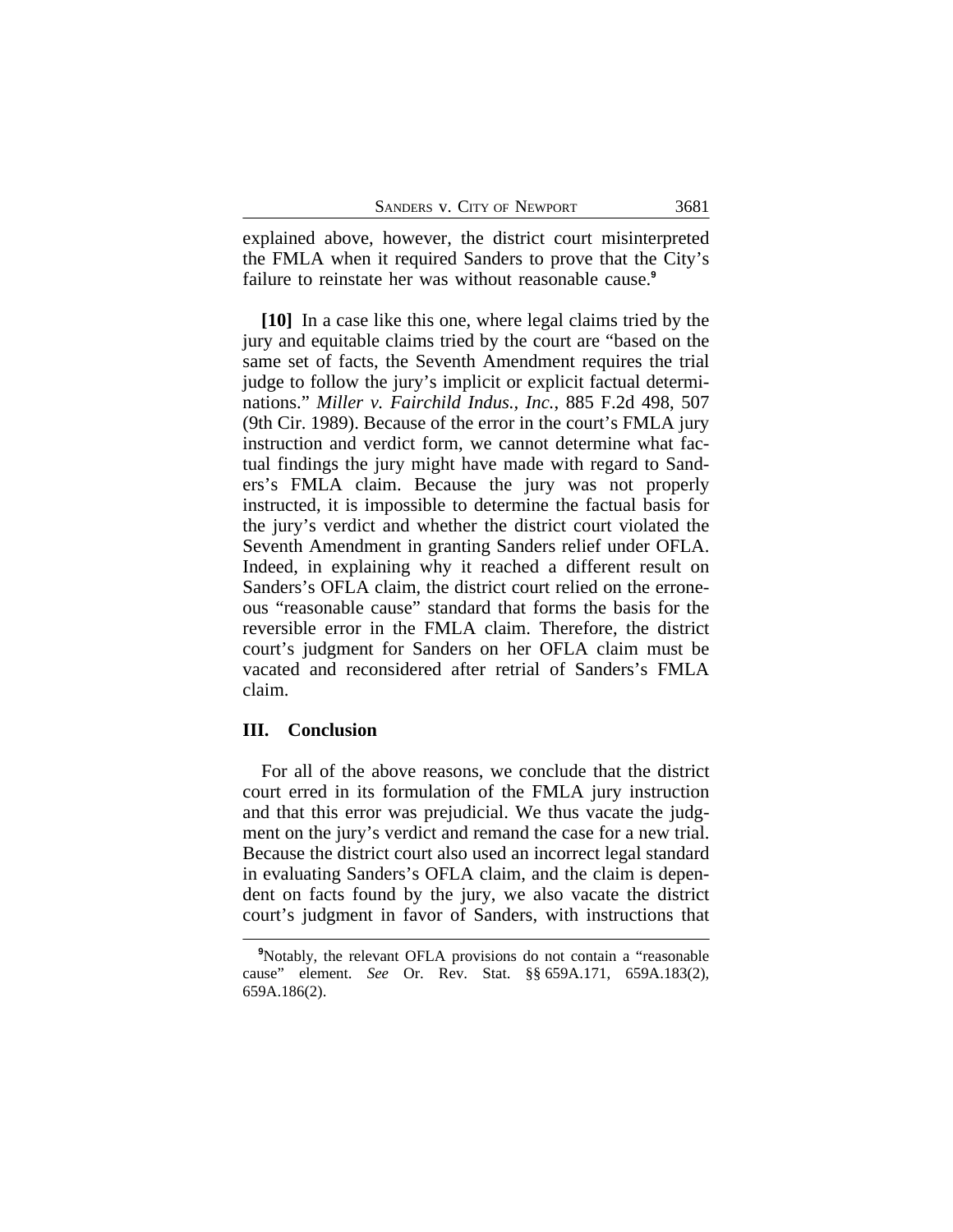explained above, however, the district court misinterpreted the FMLA when it required Sanders to prove that the City's failure to reinstate her was without reasonable cause.[9]

**[10]** In a case like this one, where legal claims tried by the jury and equitable claims tried by the court are "based on the same set of facts, the Seventh Amendment requires the trial judge to follow the jury's implicit or explicit factual determinations." *Miller v. Fairchild Indus., Inc.*, 885 F.2d 498, 507 (9th Cir. 1989). Because of the error in the court's FMLA jury instruction and verdict form, we cannot determine what factual findings the jury might have made with regard to Sanders's FMLA claim. Because the jury was not properly instructed, it is impossible to determine the factual basis for the jury's verdict and whether the district court violated the Seventh Amendment in granting Sanders relief under OFLA. Indeed, in explaining why it reached a different result on Sanders's OFLA claim, the district court relied on the erroneous "reasonable cause" standard that forms the basis for the reversible error in the FMLA claim. Therefore, the district court's judgment for Sanders on her OFLA claim must be vacated and reconsidered after retrial of Sanders's FMLA claim.

## III. Conclusion

For all of the above reasons, we conclude that the district court erred in its formulation of the FMLA jury instruction and that this error was prejudicial. We thus vacate the judgment on the jury's verdict and remand the case for a new trial. Because the district court also used an incorrect legal standard in evaluating Sanders's OFLA claim, and the claim is dependent on facts found by the jury, we also vacate the district court's judgment in favor of Sanders, with instructions that

---

[9] Notably, the relevant OFLA provisions do not contain a "reasonable cause" element. *See* Or. Rev. Stat. §§ 659A.171, 659A.183(2), 659A.186(2).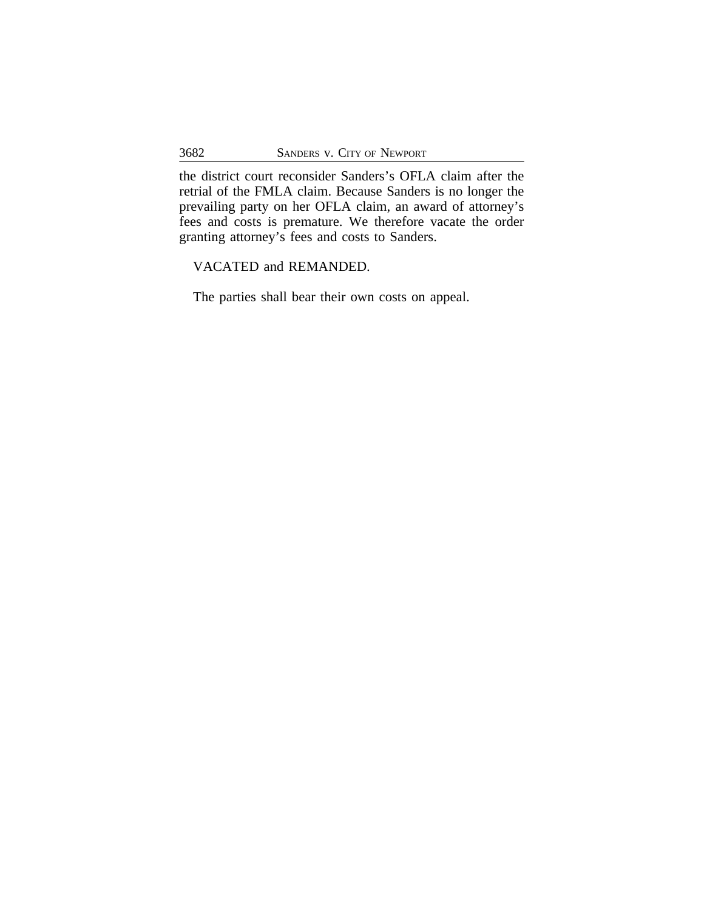the district court reconsider Sanders's OFLA claim after the retrial of the FMLA claim. Because Sanders is no longer the prevailing party on her OFLA claim, an award of attorney's fees and costs is premature. We therefore vacate the order granting attorney's fees and costs to Sanders.

VACATED and REMANDED.

The parties shall bear their own costs on appeal.